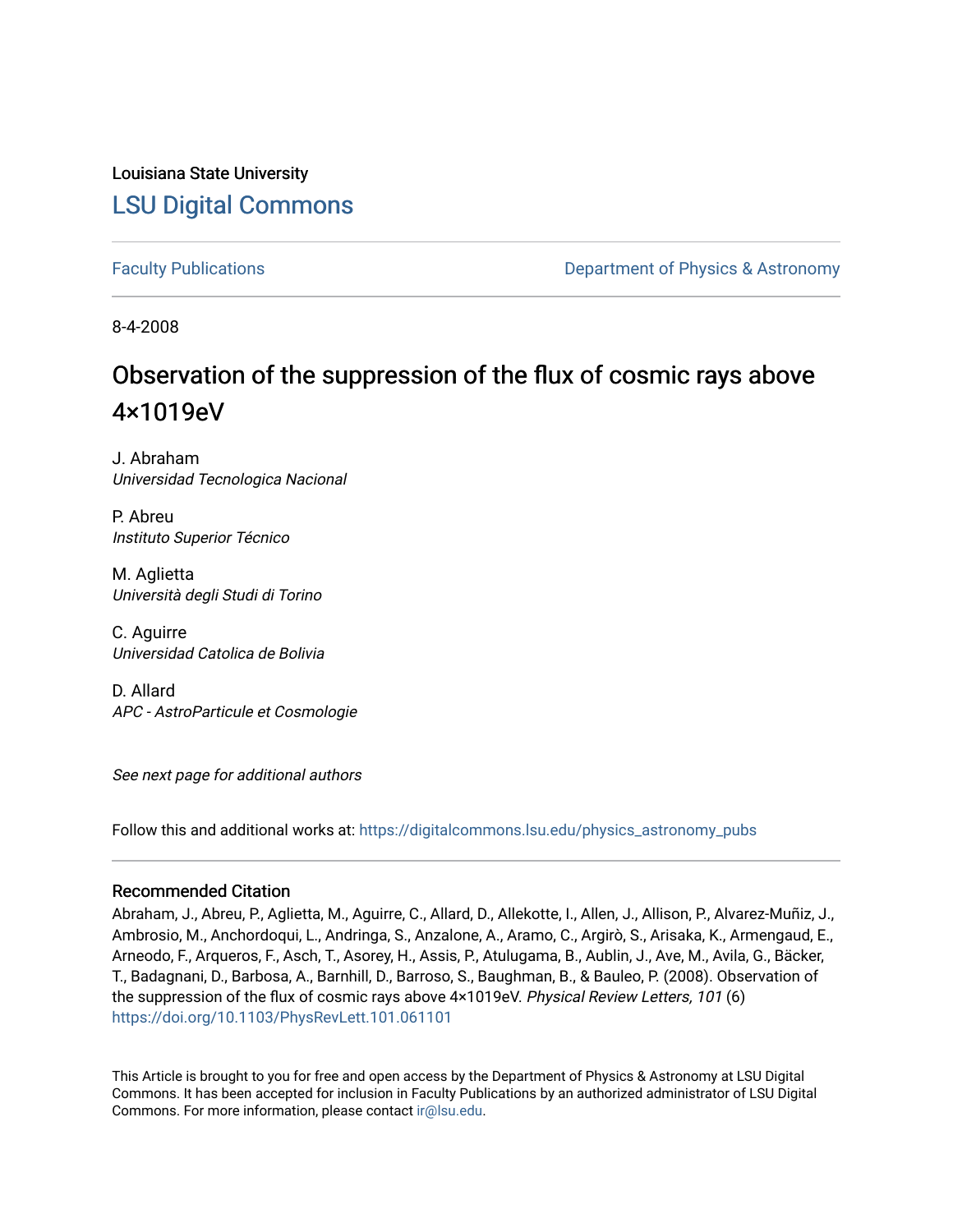Louisiana State University

# LSU Digital Commons

Faculty Publications

Department of Physics & Astronomy

8-4-2008

## Observation of the suppression of the flux of cosmic rays above 4×1019eV

J. Abraham
*Universidad Tecnologica Nacional*

P. Abreu
*Instituto Superior Técnico*

M. Aglietta
*Università degli Studi di Torino*

C. Aguirre
*Universidad Catolica de Bolivia*

D. Allard
*APC - AstroParticule et Cosmologie*

*See next page for additional authors*

Follow this and additional works at: https://digitalcommons.lsu.edu/physics_astronomy_pubs

### Recommended Citation

Abraham, J., Abreu, P., Aglietta, M., Aguirre, C., Allard, D., Allekotte, I., Allen, J., Allison, P., Alvarez-Muñiz, J., Ambrosio, M., Anchordoqui, L., Andringa, S., Anzalone, A., Aramo, C., Argirò, S., Arisaka, K., Armengaud, E., Arneodo, F., Arqueros, F., Asch, T., Asorey, H., Assis, P., Atulugama, B., Aublin, J., Ave, M., Avila, G., Bäcker, T., Badagnani, D., Barbosa, A., Barnhill, D., Barroso, S., Baughman, B., & Bauleo, P. (2008). Observation of the suppression of the flux of cosmic rays above 4×1019eV. *Physical Review Letters, 101* (6) https://doi.org/10.1103/PhysRevLett.101.061101

This Article is brought to you for free and open access by the Department of Physics & Astronomy at LSU Digital Commons. It has been accepted for inclusion in Faculty Publications by an authorized administrator of LSU Digital Commons. For more information, please contact ir@lsu.edu.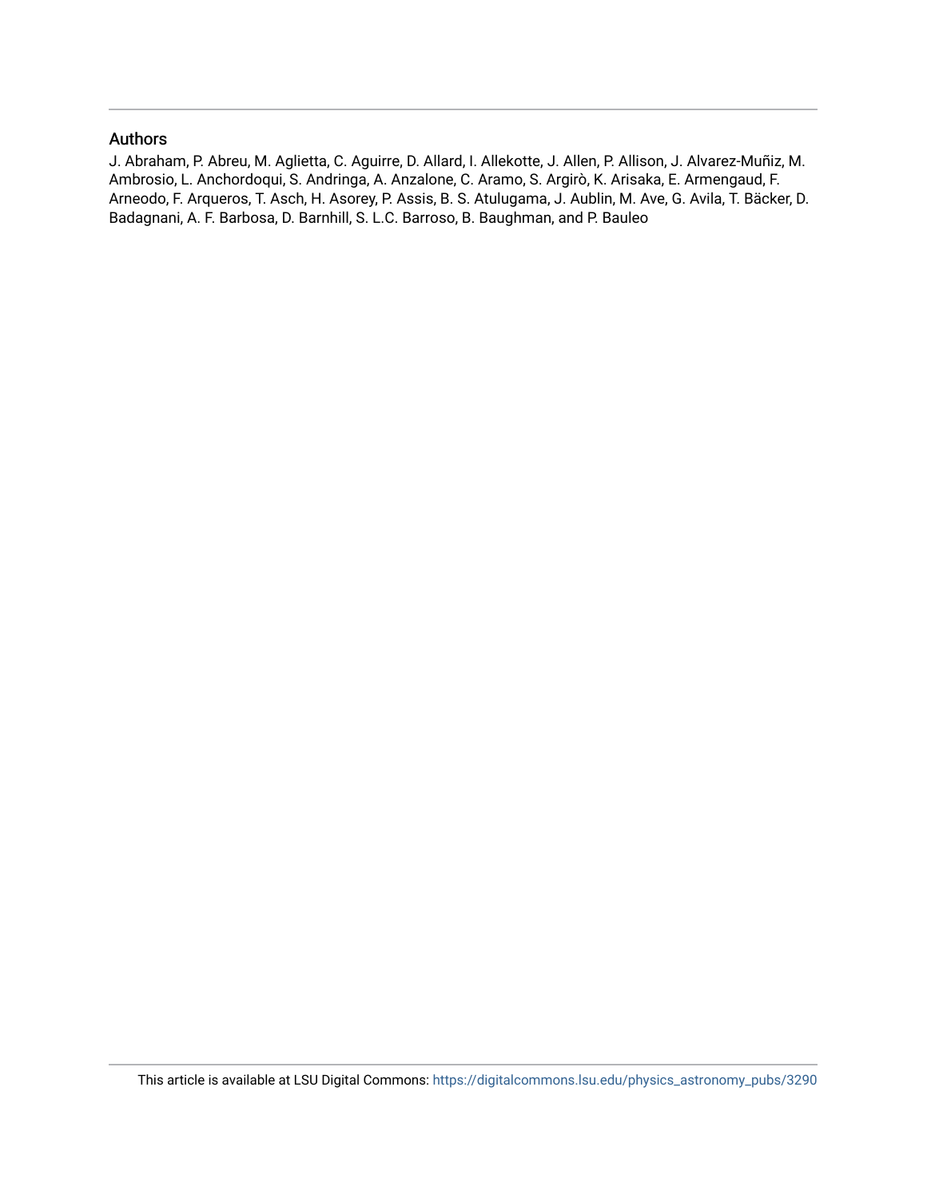## Authors

J. Abraham, P. Abreu, M. Aglietta, C. Aguirre, D. Allard, I. Allekotte, J. Allen, P. Allison, J. Alvarez-Muñiz, M. Ambrosio, L. Anchordoqui, S. Andringa, A. Anzalone, C. Aramo, S. Argirò, K. Arisaka, E. Armengaud, F. Arneodo, F. Arqueros, T. Asch, H. Asorey, P. Assis, B. S. Atulugama, J. Aublin, M. Ave, G. Avila, T. Bäcker, D. Badagnani, A. F. Barbosa, D. Barnhill, S. L.C. Barroso, B. Baughman, and P. Bauleo

This article is available at LSU Digital Commons: https://digitalcommons.lsu.edu/physics_astronomy_pubs/3290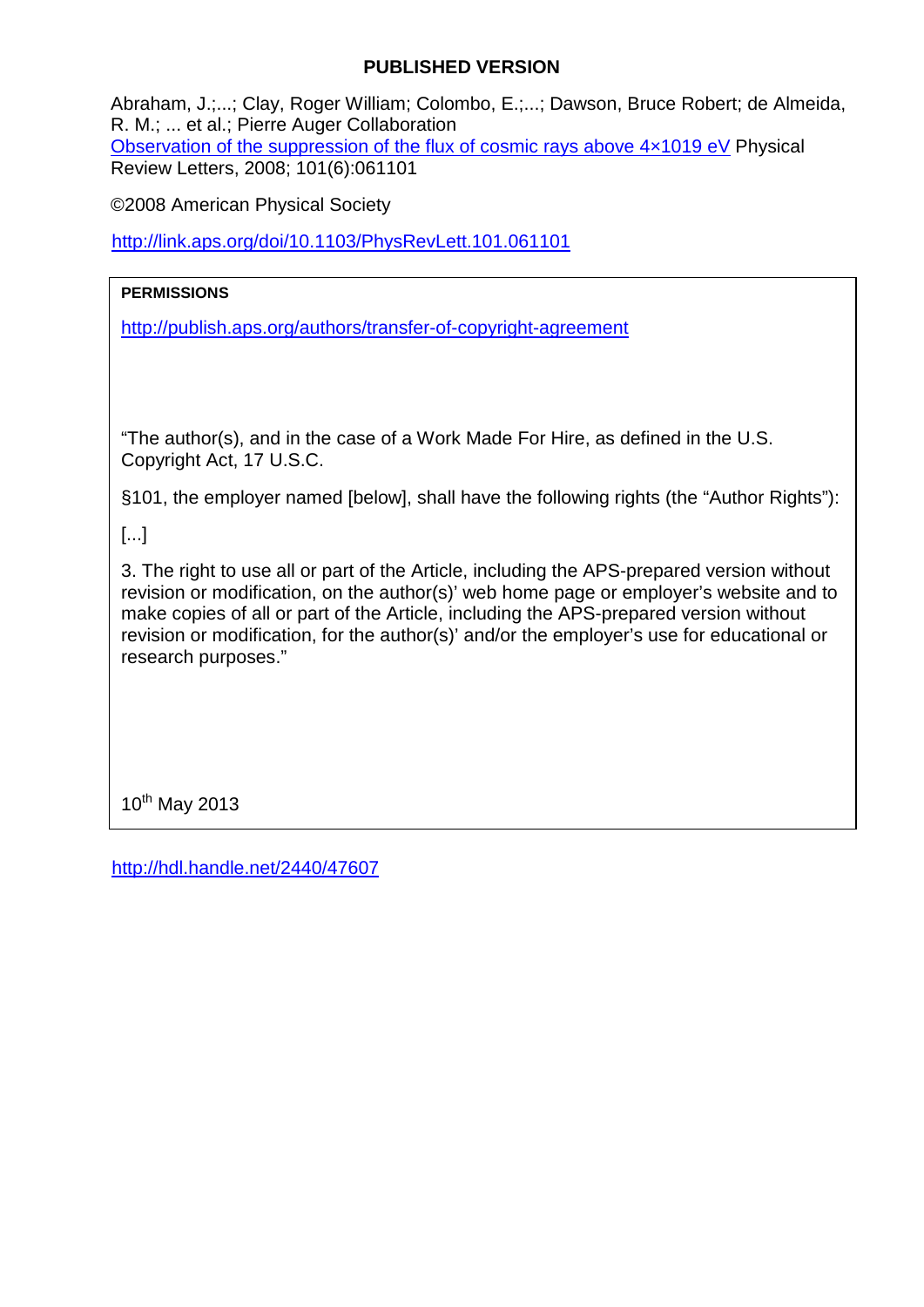**PUBLISHED VERSION**

Abraham, J.;...; Clay, Roger William; Colombo, E.;...; Dawson, Bruce Robert; de Almeida, R. M.; ... et al.; Pierre Auger Collaboration
[Observation of the suppression of the flux of cosmic rays above 4×1019 eV](http://link.aps.org/doi/10.1103/PhysRevLett.101.061101) Physical Review Letters, 2008; 101(6):061101

©2008 American Physical Society

http://link.aps.org/doi/10.1103/PhysRevLett.101.061101

**PERMISSIONS**

http://publish.aps.org/authors/transfer-of-copyright-agreement

"The author(s), and in the case of a Work Made For Hire, as defined in the U.S. Copyright Act, 17 U.S.C.

§101, the employer named [below], shall have the following rights (the "Author Rights"):

[...]

3. The right to use all or part of the Article, including the APS-prepared version without revision or modification, on the author(s)' web home page or employer's website and to make copies of all or part of the Article, including the APS-prepared version without revision or modification, for the author(s)' and/or the employer's use for educational or research purposes."

10th May 2013

http://hdl.handle.net/2440/47607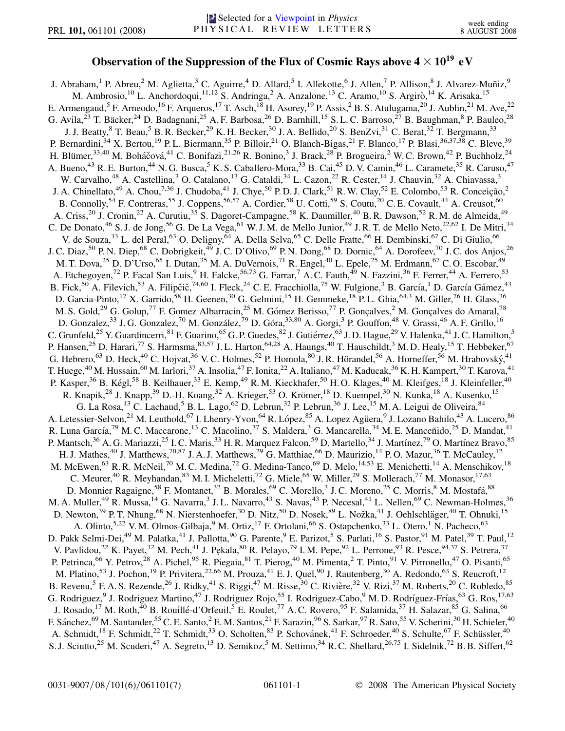# Observation of the Suppression of the Flux of Cosmic Rays above $4 \times 10^{19}$ eV

J. Abraham,[1] P. Abreu,[2] M. Aglietta,[3] C. Aguirre,[4] D. Allard,[5] I. Allekotte,[6] J. Allen,[7] P. Allison,[8] J. Alvarez-Muñiz,[9] M. Ambrosio,[10] L. Anchordoqui,[11,12] S. Andringa,[2] A. Anzalone,[13] C. Aramo,[10] S. Argirò,[14] K. Arisaka,[15] E. Armengaud,[5] F. Arneodo,[16] F. Arqueros,[17] T. Asch,[18] H. Asorey,[19] P. Assis,[2] B. S. Atulugama,[20] J. Aublin,[21] M. Ave,[22] G. Avila,[23] T. Bäcker,[24] D. Badagnani,[25] A. F. Barbosa,[26] D. Barnhill,[15] S. L. C. Barroso,[27] B. Baughman,[8] P. Bauleo,[28] J. J. Beatty,[8] T. Beau,[5] B. R. Becker,[29] K. H. Becker,[30] J. A. Bellido,[20] S. BenZvi,[31] C. Berat,[32] T. Bergmann,[33] P. Bernardini,[34] X. Bertou,[19] P. L. Biermann,[35] P. Billoir,[21] O. Blanch-Bigas,[21] F. Blanco,[17] P. Blasi,[36,37,38] C. Bleve,[39] H. Blümer,[33,40] M. Boháčová,[41] C. Bonifazi,[21,26] R. Bonino,[3] J. Brack,[28] P. Brogueira,[2] W. C. Brown,[42] P. Buchholz,[24] A. Bueno,[43] R. E. Burton,[44] N. G. Busca,[5] K. S. Caballero-Mora,[33] B. Cai,[45] D. V. Camin,[46] L. Caramete,[35] R. Caruso,[47] W. Carvalho,[48] A. Castellina,[3] O. Catalano,[13] G. Cataldi,[34] L. Cazon,[22] R. Cester,[14] J. Chauvin,[32] A. Chiavassa,[3] J. A. Chinellato,[49] A. Chou,[7,36] J. Chudoba,[41] J. Chye,[50] P. D. J. Clark,[51] R. W. Clay,[52] E. Colombo,[53] R. Conceição,[2] B. Connolly,[54] F. Contreras,[55] J. Coppens,[56,57] A. Cordier,[58] U. Cotti,[59] S. Coutu,[20] C. E. Covault,[44] A. Creusot,[60] A. Criss,[20] J. Cronin,[22] A. Curutiu,[35] S. Dagoret-Campagne,[58] K. Daumiller,[40] B. R. Dawson,[52] R. M. de Almeida,[49] C. De Donato,[46] S. J. de Jong,[56] G. De La Vega,[61] W. J. M. de Mello Junior,[49] J. R. T. de Mello Neto,[22,62] I. De Mitri,[34] V. de Souza,[33] L. del Peral,[63] O. Deligny,[64] A. Della Selva,[65] C. Delle Fratte,[66] H. Dembinski,[67] C. Di Giulio,[66] J. C. Diaz,[50] P. N. Diep,[68] C. Dobrigkeit,[49] J. C. D'Olivo,[69] P. N. Dong,[68] D. Dornic,[64] A. Dorofeev,[70] J. C. dos Anjos,[26] M. T. Dova,[25] D. D'Urso,[65] I. Dutan,[35] M. A. DuVernois,[71] R. Engel,[40] L. Epele,[25] M. Erdmann,[67] C. O. Escobar,[49] A. Etchegoyen,[72] P. Facal San Luis,[9] H. Falcke,[56,73] G. Farrar,[7] A. C. Fauth,[49] N. Fazzini,[36] F. Ferrer,[44] A. Ferrero,[53] B. Fick,[50] A. Filevich,[53] A. Filipčič,[74,60] I. Fleck,[24] C. E. Fracchiolla,[75] W. Fulgione,[3] B. García,[1] D. García Gámez,[43] D. Garcia-Pinto,[17] X. Garrido,[58] H. Geenen,[30] G. Gelmini,[15] H. Gemmeke,[18] P. L. Ghia,[64,3] M. Giller,[76] H. Glass,[36] M. S. Gold,[29] G. Golup,[77] F. Gomez Albarracin,[25] M. Gómez Berisso,[77] P. Gonçalves,[2] M. Gonçalves do Amaral,[78] D. Gonzalez,[33] J. G. Gonzalez,[70] M. González,[79] D. Góra,[33,80] A. Gorgi,[3] P. Gouffon,[48] V. Grassi,[46] A. F. Grillo,[16] C. Grunfeld,[25] Y. Guardincerri,[81] F. Guarino,[65] G. P. Guedes,[82] J. Gutiérrez,[63] J. D. Hague,[29] V. Halenka,[41] J. C. Hamilton,[5] P. Hansen,[25] D. Harari,[77] S. Harmsma,[83,57] J. L. Harton,[64,28] A. Haungs,[40] T. Hauschildt,[3] M. D. Healy,[15] T. Hebbeker,[67] G. Hebrero,[63] D. Heck,[40] C. Hojvat,[36] V. C. Holmes,[52] P. Homola,[80] J. R. Hörandel,[56] A. Horneffer,[56] M. Hrabovský,[41] T. Huege,[40] M. Hussain,[60] M. Iarlori,[37] A. Insolia,[47] F. Ionita,[22] A. Italiano,[47] M. Kaducak,[36] K. H. Kampert,[30] T. Karova,[41] P. Kasper,[36] B. Kégl,[58] B. Keilhauer,[33] E. Kemp,[49] R. M. Kieckhafer,[50] H. O. Klages,[40] M. Kleifges,[18] J. Kleinfeller,[40] R. Knapik,[28] J. Knapp,[39] D.-H. Koang,[32] A. Krieger,[53] O. Krömer,[18] D. Kuempel,[30] N. Kunka,[18] A. Kusenko,[15] G. La Rosa,[13] C. Lachaud,[5] B. L. Lago,[62] D. Lebrun,[32] P. Lebrun,[36] J. Lee,[15] M. A. Leigui de Oliveira,[84] A. Letessier-Selvon,[21] M. Leuthold,[67] I. Lhenry-Yvon,[64] R. López,[85] A. Lopez Agüera,[9] J. Lozano Bahilo,[43] A. Lucero,[86] R. Luna García,[79] M. C. Maccarone,[13] C. Macolino,[37] S. Maldera,[3] G. Mancarella,[34] M. E. Manceñido,[25] D. Mandat,[41] P. Mantsch,[36] A. G. Mariazzi,[25] I. C. Maris,[33] H. R. Marquez Falcon,[59] D. Martello,[34] J. Martínez,[79] O. Martínez Bravo,[85] H. J. Mathes,[40] J. Matthews,[70,87] J. A. J. Matthews,[29] G. Matthiae,[66] D. Maurizio,[14] P. O. Mazur,[36] T. McCauley,[12] M. McEwen,[63] R. R. McNeil,[70] M. C. Medina,[72] G. Medina-Tanco,[69] D. Melo,[14,53] E. Menichetti,[14] A. Menschikov,[18] C. Meurer,[40] R. Meyhandan,[83] M. I. Micheletti,[72] G. Miele,[65] W. Miller,[29] S. Mollerach,[77] M. Monasor,[17,63] D. Monnier Ragaigne,[58] F. Montanet,[32] B. Morales,[69] C. Morello,[3] J. C. Moreno,[25] C. Morris,[8] M. Mostafá,[88] M. A. Muller,[49] R. Mussa,[14] G. Navarra,[3] J. L. Navarro,[43] S. Navas,[43] P. Necesal,[41] L. Nellen,[69] C. Newman-Holmes,[36] D. Newton,[39] P. T. Nhung,[68] N. Nierstenhoefer,[30] D. Nitz,[50] D. Nosek,[89] L. Nožka,[41] J. Oehlschläger,[40] T. Ohnuki,[15] A. Olinto,[5,22] V. M. Olmos-Gilbaja,[9] M. Ortiz,[17] F. Ortolani,[66] S. Ostapchenko,[33] L. Otero,[1] N. Pacheco,[63] D. Pakk Selmi-Dei,[49] M. Palatka,[41] J. Pallotta,[90] G. Parente,[9] E. Parizot,[5] S. Parlati,[16] S. Pastor,[91] M. Patel,[39] T. Paul,[12] V. Pavlidou,[22] K. Payet,[32] M. Pech,[41] J. Pękala,[80] R. Pelayo,[79] I. M. Pepe,[92] L. Perrone,[93] R. Pesce,[94,37] S. Petrera,[37] P. Petrinca,[66] Y. Petrov,[28] A. Pichel,[95] R. Piegaia,[81] T. Pierog,[40] M. Pimenta,[2] T. Pinto,[91] V. Pirronello,[47] O. Pisanti,[65] M. Platino,[53] J. Pochon,[19] P. Privitera,[22,66] M. Prouza,[41] E. J. Quel,[90] J. Rautenberg,[30] A. Redondo,[63] S. Reucroft,[12] B. Revenu,[5] F. A. S. Rezende,[26] J. Ridky,[41] S. Riggi,[47] M. Risse,[30] C. Rivière,[32] V. Rizi,[37] M. Roberts,[20] C. Robledo,[85] G. Rodriguez,[9] J. Rodriguez Martino,[47] J. Rodriguez Rojo,[55] I. Rodriguez-Cabo,[9] M. D. Rodríguez-Frías,[63] G. Ros,[17,63] J. Rosado,[17] M. Roth,[40] B. Rouillé-d'Orfeuil,[5] E. Roulet,[77] A. C. Rovero,[95] F. Salamida,[37] H. Salazar,[85] G. Salina,[66] F. Sánchez,[69] M. Santander,[55] C. E. Santo,[2] E. M. Santos,[21] F. Sarazin,[96] S. Sarkar,[97] R. Sato,[55] V. Scherini,[30] H. Schieler,[40] A. Schmidt,[18] F. Schmidt,[22] T. Schmidt,[33] O. Scholten,[83] P. Schovánek,[41] F. Schroeder,[40] S. Schulte,[67] F. Schüssler,[40] S. J. Sciutto,[25] M. Scuderi,[47] A. Segreto,[13] D. Semikoz,[5] M. Settimo,[34] R. C. Shellard,[26,75] I. Sidelnik,[72] B. B. Siffert,[62]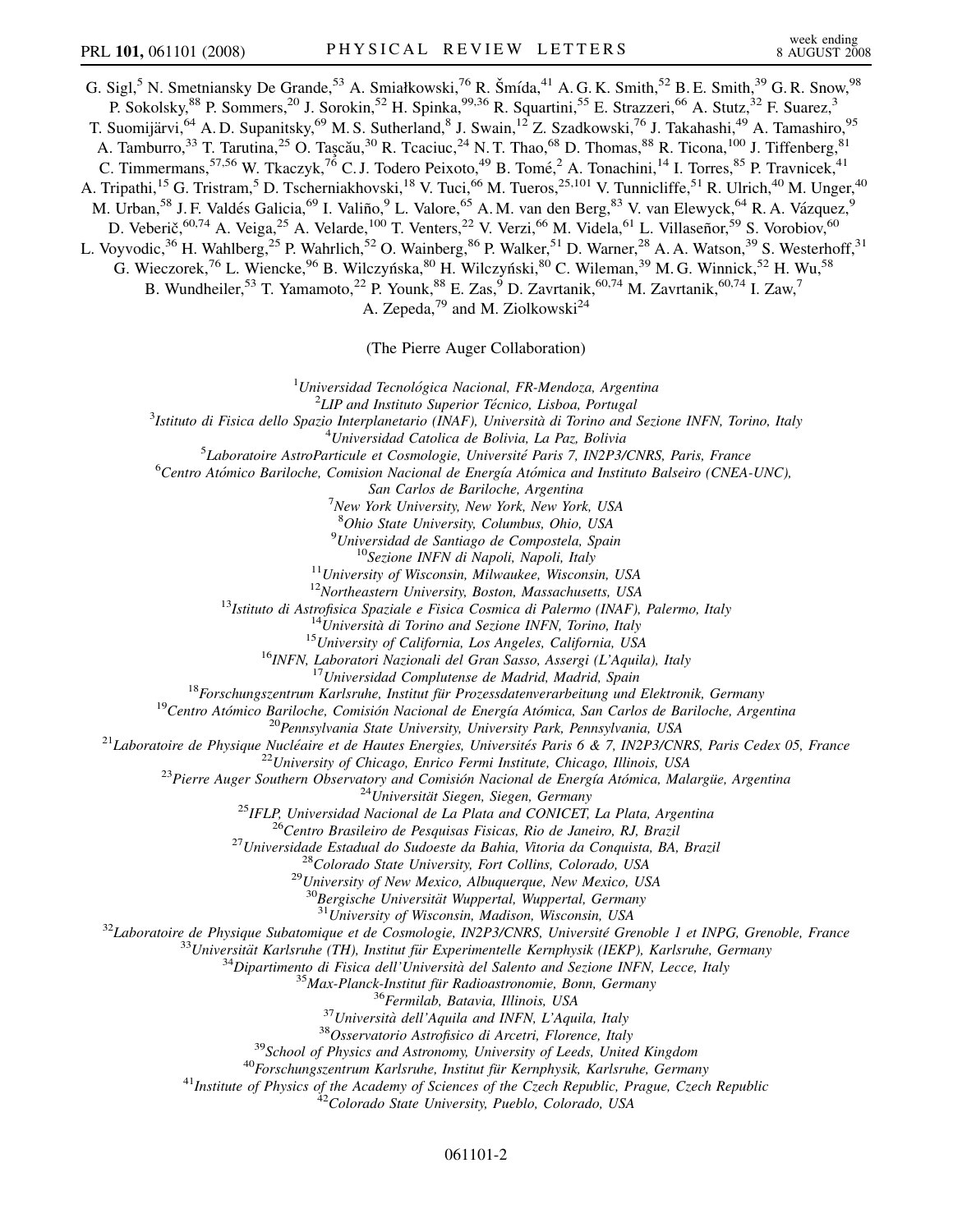G. Sigl,[5] N. Smetniansky De Grande,[53] A. Smiałkowski,[76] R. Šmída,[41] A. G. K. Smith,[52] B. E. Smith,[39] G. R. Snow,[98] P. Sokolsky,[88] P. Sommers,[20] J. Sorokin,[52] H. Spinka,[99,36] R. Squartini,[55] E. Strazzeri,[66] A. Stutz,[32] F. Suarez,[3] T. Suomijärvi,[64] A. D. Supanitsky,[69] M. S. Sutherland,[8] J. Swain,[12] Z. Szadkowski,[76] J. Takahashi,[49] A. Tamashiro,[95] A. Tamburro,[33] T. Tarutina,[25] O. Taşcău,[30] R. Tcaciuc,[24] N. T. Thao,[68] D. Thomas,[88] R. Ticona,[100] J. Tiffenberg,[81] C. Timmermans,[57,56] W. Tkaczyk,[76] C. J. Todero Peixoto,[49] B. Tomé,[2] A. Tonachini,[14] I. Torres,[85] P. Travnicek,[41] A. Tripathi,[15] G. Tristram,[5] D. Tscherniakhovski,[18] V. Tuci,[66] M. Tueros,[25,101] V. Tunnicliffe,[51] R. Ulrich,[40] M. Unger,[40] M. Urban,[58] J. F. Valdés Galicia,[69] I. Valiño,[9] L. Valore,[65] A. M. van den Berg,[83] V. van Elewyck,[64] R. A. Vázquez,[9] D. Veberič,[60,74] A. Veiga,[25] A. Velarde,[100] T. Venters,[22] V. Verzi,[66] M. Videla,[61] L. Villaseñor,[59] S. Vorobiov,[60] L. Voyvodic,[36] H. Wahlberg,[25] P. Wahrlich,[52] O. Wainberg,[86] P. Walker,[51] D. Warner,[28] A. A. Watson,[39] S. Westerhoff,[31] G. Wieczorek,[76] L. Wiencke,[96] B. Wilczyńska,[80] H. Wilczyński,[80] C. Wileman,[39] M. G. Winnick,[52] H. Wu,[58] B. Wundheiler,[53] T. Yamamoto,[22] P. Younk,[88] E. Zas,[9] D. Zavrtanik,[60,74] M. Zavrtanik,[60,74] I. Zaw,[7] A. Zepeda,[79] and M. Ziolkowski[24]

(The Pierre Auger Collaboration)

[1]*Universidad Tecnológica Nacional, FR-Mendoza, Argentina*
[2]*LIP and Instituto Superior Técnico, Lisboa, Portugal*
[3]*Istituto di Fisica dello Spazio Interplanetario (INAF), Università di Torino and Sezione INFN, Torino, Italy*
[4]*Universidad Catolica de Bolivia, La Paz, Bolivia*
[5]*Laboratoire AstroParticule et Cosmologie, Université Paris 7, IN2P3/CNRS, Paris, France*
[6]*Centro Atómico Bariloche, Comision Nacional de Energía Atómica and Instituto Balseiro (CNEA-UNC), San Carlos de Bariloche, Argentina*
[7]*New York University, New York, New York, USA*
[8]*Ohio State University, Columbus, Ohio, USA*
[9]*Universidad de Santiago de Compostela, Spain*
[10]*Sezione INFN di Napoli, Napoli, Italy*
[11]*University of Wisconsin, Milwaukee, Wisconsin, USA*
[12]*Northeastern University, Boston, Massachusetts, USA*
[13]*Istituto di Astrofisica Spaziale e Fisica Cosmica di Palermo (INAF), Palermo, Italy*
[14]*Università di Torino and Sezione INFN, Torino, Italy*
[15]*University of California, Los Angeles, California, USA*
[16]*INFN, Laboratori Nazionali del Gran Sasso, Assergi (L'Aquila), Italy*
[17]*Universidad Complutense de Madrid, Madrid, Spain*
[18]*Forschungszentrum Karlsruhe, Institut für Prozessdatenverarbeitung und Elektronik, Germany*
[19]*Centro Atómico Bariloche, Comisión Nacional de Energía Atómica, San Carlos de Bariloche, Argentina*
[20]*Pennsylvania State University, University Park, Pennsylvania, USA*
[21]*Laboratoire de Physique Nucléaire et de Hautes Energies, Universités Paris 6 & 7, IN2P3/CNRS, Paris Cedex 05, France*
[22]*University of Chicago, Enrico Fermi Institute, Chicago, Illinois, USA*
[23]*Pierre Auger Southern Observatory and Comisión Nacional de Energía Atómica, Malargüe, Argentina*
[24]*Universität Siegen, Siegen, Germany*
[25]*IFLP, Universidad Nacional de La Plata and CONICET, La Plata, Argentina*
[26]*Centro Brasileiro de Pesquisas Fisicas, Rio de Janeiro, RJ, Brazil*
[27]*Universidade Estadual do Sudoeste da Bahia, Vitoria da Conquista, BA, Brazil*
[28]*Colorado State University, Fort Collins, Colorado, USA*
[29]*University of New Mexico, Albuquerque, New Mexico, USA*
[30]*Bergische Universität Wuppertal, Wuppertal, Germany*
[31]*University of Wisconsin, Madison, Wisconsin, USA*
[32]*Laboratoire de Physique Subatomique et de Cosmologie, IN2P3/CNRS, Université Grenoble 1 et INPG, Grenoble, France*
[33]*Universität Karlsruhe (TH), Institut für Experimentelle Kernphysik (IEKP), Karlsruhe, Germany*
[34]*Dipartimento di Fisica dell'Università del Salento and Sezione INFN, Lecce, Italy*
[35]*Max-Planck-Institut für Radioastronomie, Bonn, Germany*
[36]*Fermilab, Batavia, Illinois, USA*
[37]*Università dell'Aquila and INFN, L'Aquila, Italy*
[38]*Osservatorio Astrofisico di Arcetri, Florence, Italy*
[39]*School of Physics and Astronomy, University of Leeds, United Kingdom*
[40]*Forschungszentrum Karlsruhe, Institut für Kernphysik, Karlsruhe, Germany*
[41]*Institute of Physics of the Academy of Sciences of the Czech Republic, Prague, Czech Republic*
[42]*Colorado State University, Pueblo, Colorado, USA*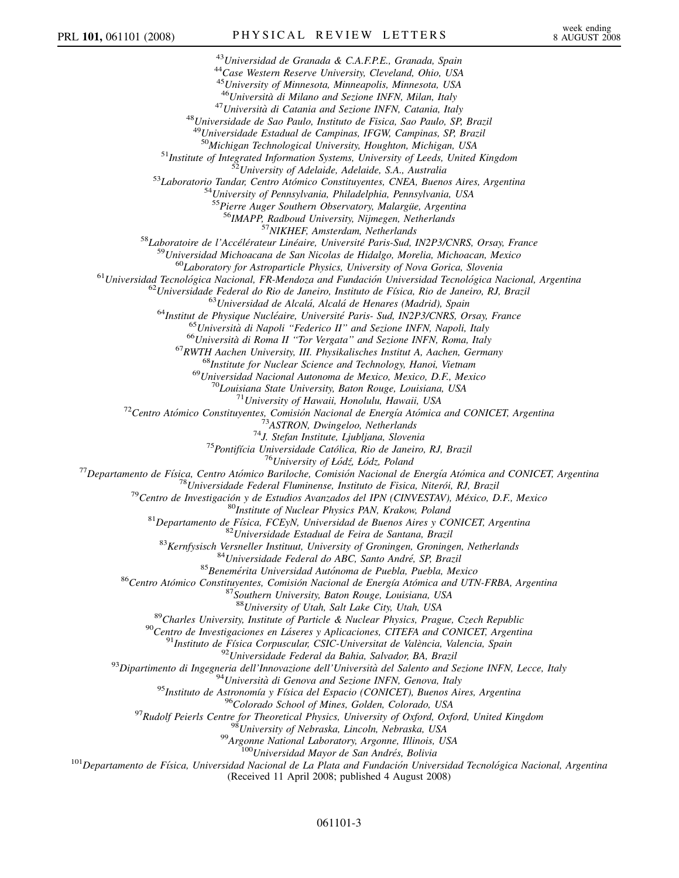[43]*Universidad de Granada & C.A.F.P.E., Granada, Spain*
[44]*Case Western Reserve University, Cleveland, Ohio, USA*
[45]*University of Minnesota, Minneapolis, Minnesota, USA*
[46]*Università di Milano and Sezione INFN, Milan, Italy*
[47]*Università di Catania and Sezione INFN, Catania, Italy*
[48]*Universidade de Sao Paulo, Instituto de Fisica, Sao Paulo, SP, Brazil*
[49]*Universidade Estadual de Campinas, IFGW, Campinas, SP, Brazil*
[50]*Michigan Technological University, Houghton, Michigan, USA*
[51]*Institute of Integrated Information Systems, University of Leeds, United Kingdom*
[52]*University of Adelaide, Adelaide, S.A., Australia*
[53]*Laboratorio Tandar, Centro Atómico Constituyentes, CNEA, Buenos Aires, Argentina*
[54]*University of Pennsylvania, Philadelphia, Pennsylvania, USA*
[55]*Pierre Auger Southern Observatory, Malargüe, Argentina*
[56]*IMAPP, Radboud University, Nijmegen, Netherlands*
[57]*NIKHEF, Amsterdam, Netherlands*
[58]*Laboratoire de l'Accélérateur Linéaire, Université Paris-Sud, IN2P3/CNRS, Orsay, France*
[59]*Universidad Michoacana de San Nicolas de Hidalgo, Morelia, Michoacan, Mexico*
[60]*Laboratory for Astroparticle Physics, University of Nova Gorica, Slovenia*
[61]*Universidad Tecnológica Nacional, FR-Mendoza and Fundación Universidad Tecnológica Nacional, Argentina*
[62]*Universidade Federal do Rio de Janeiro, Instituto de Física, Rio de Janeiro, RJ, Brazil*
[63]*Universidad de Alcalá, Alcalá de Henares (Madrid), Spain*
[64]*Institut de Physique Nucléaire, Université Paris- Sud, IN2P3/CNRS, Orsay, France*
[65]*Università di Napoli "Federico II" and Sezione INFN, Napoli, Italy*
[66]*Università di Roma II "Tor Vergata" and Sezione INFN, Roma, Italy*
[67]*RWTH Aachen University, III. Physikalisches Institut A, Aachen, Germany*
[68]*Institute for Nuclear Science and Technology, Hanoi, Vietnam*
[69]*Universidad Nacional Autonoma de Mexico, Mexico, D.F., Mexico*
[70]*Louisiana State University, Baton Rouge, Louisiana, USA*
[71]*University of Hawaii, Honolulu, Hawaii, USA*
[72]*Centro Atómico Constituyentes, Comisión Nacional de Energía Atómica and CONICET, Argentina*
[73]*ASTRON, Dwingeloo, Netherlands*
[74]*J. Stefan Institute, Ljubljana, Slovenia*
[75]*Pontifícia Universidade Católica, Rio de Janeiro, RJ, Brazil*
[76]*University of Łódź, Łódz, Poland*
[77]*Departamento de Física, Centro Atómico Bariloche, Comisión Nacional de Energía Atómica and CONICET, Argentina*
[78]*Universidade Federal Fluminense, Instituto de Fisica, Niterói, RJ, Brazil*
[79]*Centro de Investigación y de Estudios Avanzados del IPN (CINVESTAV), México, D.F., Mexico*
[80]*Institute of Nuclear Physics PAN, Krakow, Poland*
[81]*Departamento de Física, FCEyN, Universidad de Buenos Aires y CONICET, Argentina*
[82]*Universidade Estadual de Feira de Santana, Brazil*
[83]*Kernfysisch Versneller Instituut, University of Groningen, Groningen, Netherlands*
[84]*Universidade Federal do ABC, Santo André, SP, Brazil*
[85]*Benemérita Universidad Autónoma de Puebla, Puebla, Mexico*
[86]*Centro Atómico Constituyentes, Comisión Nacional de Energía Atómica and UTN-FRBA, Argentina*
[87]*Southern University, Baton Rouge, Louisiana, USA*
[88]*University of Utah, Salt Lake City, Utah, USA*
[89]*Charles University, Institute of Particle & Nuclear Physics, Prague, Czech Republic*
[90]*Centro de Investigaciones en Láseres y Aplicaciones, CITEFA and CONICET, Argentina*
[91]*Instituto de Física Corpuscular, CSIC-Universitat de València, Valencia, Spain*
[92]*Universidade Federal da Bahia, Salvador, BA, Brazil*
[93]*Dipartimento di Ingegneria dell'Innovazione dell'Università del Salento and Sezione INFN, Lecce, Italy*
[94]*Università di Genova and Sezione INFN, Genova, Italy*
[95]*Instituto de Astronomía y Física del Espacio (CONICET), Buenos Aires, Argentina*
[96]*Colorado School of Mines, Golden, Colorado, USA*
[97]*Rudolf Peierls Centre for Theoretical Physics, University of Oxford, Oxford, United Kingdom*
[98]*University of Nebraska, Lincoln, Nebraska, USA*
[99]*Argonne National Laboratory, Argonne, Illinois, USA*
[100]*Universidad Mayor de San Andrés, Bolivia*
[101]*Departamento de Física, Universidad Nacional de La Plata and Fundación Universidad Tecnológica Nacional, Argentina*

(Received 11 April 2008; published 4 August 2008)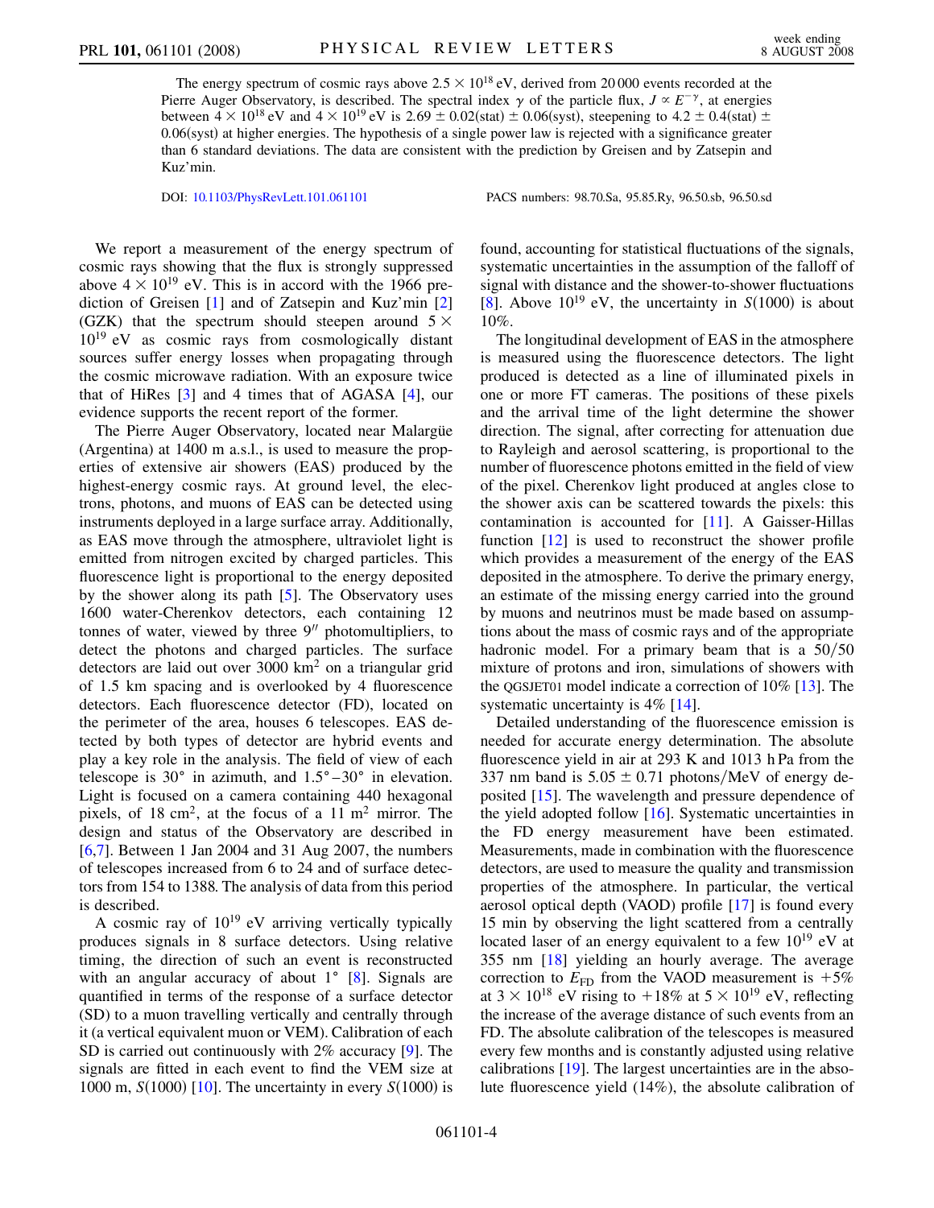The energy spectrum of cosmic rays above $2.5 \times 10^{18}$ eV, derived from 20 000 events recorded at the Pierre Auger Observatory, is described. The spectral index $\gamma$ of the particle flux, $J \propto E^{-\gamma}$, at energies between $4 \times 10^{18}$ eV and $4 \times 10^{19}$ eV is $2.69 \pm 0.02(\mathrm{stat}) \pm 0.06(\mathrm{syst})$, steepening to $4.2 \pm 0.4(\mathrm{stat}) \pm 0.06(\mathrm{syst})$ at higher energies. The hypothesis of a single power law is rejected with a significance greater than 6 standard deviations. The data are consistent with the prediction by Greisen and by Zatsepin and Kuz'min.

DOI: 10.1103/PhysRevLett.101.061101 PACS numbers: 98.70.Sa, 95.85.Ry, 96.50.sb, 96.50.sd

We report a measurement of the energy spectrum of cosmic rays showing that the flux is strongly suppressed above $4 \times 10^{19}$ eV. This is in accord with the 1966 prediction of Greisen [1] and of Zatsepin and Kuz'min [2] (GZK) that the spectrum should steepen around $5 \times 10^{19}$ eV as cosmic rays from cosmologically distant sources suffer energy losses when propagating through the cosmic microwave radiation. With an exposure twice that of HiRes [3] and 4 times that of AGASA [4], our evidence supports the recent report of the former.

The Pierre Auger Observatory, located near Malargüe (Argentina) at 1400 m a.s.l., is used to measure the properties of extensive air showers (EAS) produced by the highest-energy cosmic rays. At ground level, the electrons, photons, and muons of EAS can be detected using instruments deployed in a large surface array. Additionally, as EAS move through the atmosphere, ultraviolet light is emitted from nitrogen excited by charged particles. This fluorescence light is proportional to the energy deposited by the shower along its path [5]. The Observatory uses 1600 water-Cherenkov detectors, each containing 12 tonnes of water, viewed by three 9″ photomultipliers, to detect the photons and charged particles. The surface detectors are laid out over 3000 km$^2$ on a triangular grid of 1.5 km spacing and is overlooked by 4 fluorescence detectors. Each fluorescence detector (FD), located on the perimeter of the area, houses 6 telescopes. EAS detected by both types of detector are hybrid events and play a key role in the analysis. The field of view of each telescope is 30° in azimuth, and 1.5°–30° in elevation. Light is focused on a camera containing 440 hexagonal pixels, of 18 cm$^2$, at the focus of a 11 m$^2$ mirror. The design and status of the Observatory are described in [6,7]. Between 1 Jan 2004 and 31 Aug 2007, the numbers of telescopes increased from 6 to 24 and of surface detectors from 154 to 1388. The analysis of data from this period is described.

A cosmic ray of $10^{19}$ eV arriving vertically typically produces signals in 8 surface detectors. Using relative timing, the direction of such an event is reconstructed with an angular accuracy of about 1° [8]. Signals are quantified in terms of the response of a surface detector (SD) to a muon travelling vertically and centrally through it (a vertical equivalent muon or VEM). Calibration of each SD is carried out continuously with 2% accuracy [9]. The signals are fitted in each event to find the VEM size at 1000 m, $S(1000)$ [10]. The uncertainty in every $S(1000)$ is found, accounting for statistical fluctuations of the signals, systematic uncertainties in the assumption of the falloff of signal with distance and the shower-to-shower fluctuations [8]. Above $10^{19}$ eV, the uncertainty in $S(1000)$ is about 10%.

The longitudinal development of EAS in the atmosphere is measured using the fluorescence detectors. The light produced is detected as a line of illuminated pixels in one or more FT cameras. The positions of these pixels and the arrival time of the light determine the shower direction. The signal, after correcting for attenuation due to Rayleigh and aerosol scattering, is proportional to the number of fluorescence photons emitted in the field of view of the pixel. Cherenkov light produced at angles close to the shower axis can be scattered towards the pixels: this contamination is accounted for [11]. A Gaisser-Hillas function [12] is used to reconstruct the shower profile which provides a measurement of the energy of the EAS deposited in the atmosphere. To derive the primary energy, an estimate of the missing energy carried into the ground by muons and neutrinos must be made based on assumptions about the mass of cosmic rays and of the appropriate hadronic model. For a primary beam that is a 50/50 mixture of protons and iron, simulations of showers with the QGSJET01 model indicate a correction of 10% [13]. The systematic uncertainty is 4% [14].

Detailed understanding of the fluorescence emission is needed for accurate energy determination. The absolute fluorescence yield in air at 293 K and 1013 h Pa from the 337 nm band is $5.05 \pm 0.71$ photons/MeV of energy deposited [15]. The wavelength and pressure dependence of the yield adopted follow [16]. Systematic uncertainties in the FD energy measurement have been estimated. Measurements, made in combination with the fluorescence detectors, are used to measure the quality and transmission properties of the atmosphere. In particular, the vertical aerosol optical depth (VAOD) profile [17] is found every 15 min by observing the light scattered from a centrally located laser of an energy equivalent to a few $10^{19}$ eV at 355 nm [18] yielding an hourly average. The average correction to $E_{\mathrm{FD}}$ from the VAOD measurement is $+5\%$ at $3 \times 10^{18}$ eV rising to $+18\%$ at $5 \times 10^{19}$ eV, reflecting the increase of the average distance of such events from an FD. The absolute calibration of the telescopes is measured every few months and is constantly adjusted using relative calibrations [19]. The largest uncertainties are in the absolute fluorescence yield (14%), the absolute calibration of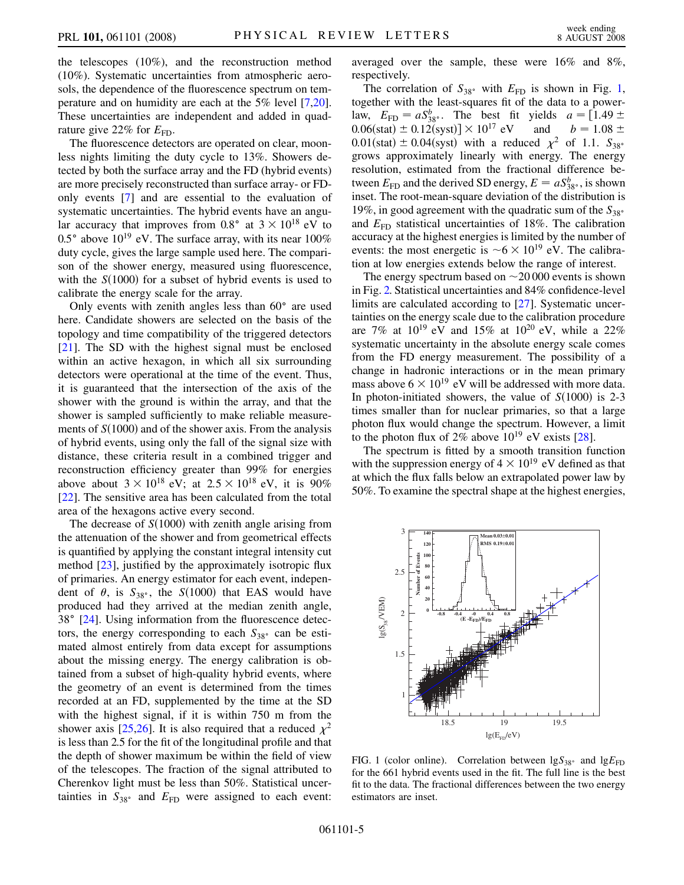the telescopes (10%), and the reconstruction method (10%). Systematic uncertainties from atmospheric aerosols, the dependence of the fluorescence spectrum on temperature and on humidity are each at the 5% level [7,20]. These uncertainties are independent and added in quadrature give 22% for $E_{\rm FD}$.

The fluorescence detectors are operated on clear, moonless nights limiting the duty cycle to 13%. Showers detected by both the surface array and the FD (hybrid events) are more precisely reconstructed than surface array- or FD-only events [7] and are essential to the evaluation of systematic uncertainties. The hybrid events have an angular accuracy that improves from 0.8° at $3 \times 10^{18}$ eV to 0.5° above $10^{19}$ eV. The surface array, with its near 100% duty cycle, gives the large sample used here. The comparison of the shower energy, measured using fluorescence, with the $S(1000)$ for a subset of hybrid events is used to calibrate the energy scale for the array.

Only events with zenith angles less than 60° are used here. Candidate showers are selected on the basis of the topology and time compatibility of the triggered detectors [21]. The SD with the highest signal must be enclosed within an active hexagon, in which all six surrounding detectors were operational at the time of the event. Thus, it is guaranteed that the intersection of the axis of the shower with the ground is within the array, and that the shower is sampled sufficiently to make reliable measurements of $S(1000)$ and of the shower axis. From the analysis of hybrid events, using only the fall of the signal size with distance, these criteria result in a combined trigger and reconstruction efficiency greater than 99% for energies above about $3 \times 10^{18}$ eV; at $2.5 \times 10^{18}$ eV, it is 90% [22]. The sensitive area has been calculated from the total area of the hexagons active every second.

The decrease of $S(1000)$ with zenith angle arising from the attenuation of the shower and from geometrical effects is quantified by applying the constant integral intensity cut method [23], justified by the approximately isotropic flux of primaries. An energy estimator for each event, independent of $\theta$, is $S_{38°}$, the $S(1000)$ that EAS would have produced had they arrived at the median zenith angle, 38° [24]. Using information from the fluorescence detectors, the energy corresponding to each $S_{38°}$ can be estimated almost entirely from data except for assumptions about the missing energy. The energy calibration is obtained from a subset of high-quality hybrid events, where the geometry of an event is determined from the times recorded at an FD, supplemented by the time at the SD with the highest signal, if it is within 750 m from the shower axis [25,26]. It is also required that a reduced $\chi^2$ is less than 2.5 for the fit of the longitudinal profile and that the depth of shower maximum be within the field of view of the telescopes. The fraction of the signal attributed to Cherenkov light must be less than 50%. Statistical uncertainties in $S_{38°}$ and $E_{\rm FD}$ were assigned to each event: averaged over the sample, these were 16% and 8%, respectively.

The correlation of $S_{38°}$ with $E_{\rm FD}$ is shown in Fig. 1, together with the least-squares fit of the data to a power-law, $E_{\rm FD} = aS_{38°}^b$. The best fit yields $a = [1.49 \pm 0.06({\rm stat}) \pm 0.12({\rm syst})] \times 10^{17}$ eV and $b = 1.08 \pm 0.01({\rm stat}) \pm 0.04({\rm syst})$ with a reduced $\chi^2$ of 1.1. $S_{38°}$ grows approximately linearly with energy. The energy resolution, estimated from the fractional difference between $E_{\rm FD}$ and the derived SD energy, $E = aS_{38°}^b$, is shown inset. The root-mean-square deviation of the distribution is 19%, in good agreement with the quadratic sum of the $S_{38°}$ and $E_{\rm FD}$ statistical uncertainties of 18%. The calibration accuracy at the highest energies is limited by the number of events: the most energetic is $\sim 6 \times 10^{19}$ eV. The calibration at low energies extends below the range of interest.

The energy spectrum based on ~20 000 events is shown in Fig. 2. Statistical uncertainties and 84% confidence-level limits are calculated according to [27]. Systematic uncertainties on the energy scale due to the calibration procedure are 7% at $10^{19}$ eV and 15% at $10^{20}$ eV, while a 22% systematic uncertainty in the absolute energy scale comes from the FD energy measurement. The possibility of a change in hadronic interactions or in the mean primary mass above $6 \times 10^{19}$ eV will be addressed with more data. In photon-initiated showers, the value of $S(1000)$ is 2-3 times smaller than for nuclear primaries, so that a large photon flux would change the spectrum. However, a limit to the photon flux of 2% above $10^{19}$ eV exists [28].

The spectrum is fitted by a smooth transition function with the suppression energy of $4 \times 10^{19}$ eV defined as that at which the flux falls below an extrapolated power law by 50%. To examine the spectral shape at the highest energies,

FIG. 1 (color online). Correlation between $\lg S_{38°}$ and $\lg E_{\rm FD}$ for the 661 hybrid events used in the fit. The full line is the best fit to the data. The fractional differences between the two energy estimators are inset.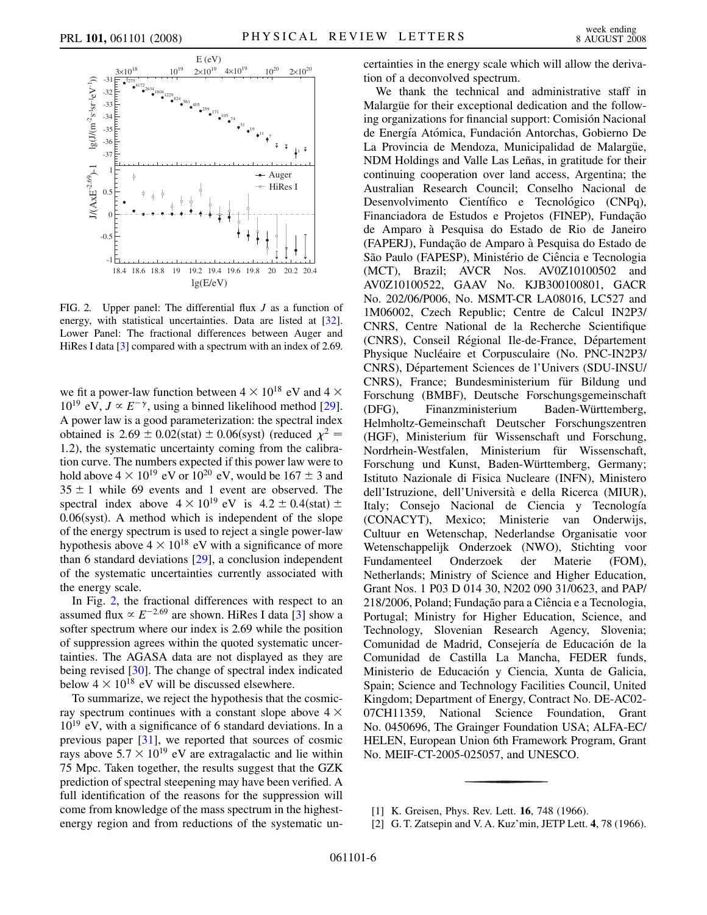FIG. 2. Upper panel: The differential flux $J$ as a function of energy, with statistical uncertainties. Data are listed at [32]. Lower Panel: The fractional differences between Auger and HiRes I data [3] compared with a spectrum with an index of 2.69.

we fit a power-law function between $4 \times 10^{18}$ eV and $4 \times 10^{19}$ eV, $J \propto E^{-\gamma}$, using a binned likelihood method [29]. A power law is a good parameterization: the spectral index obtained is $2.69 \pm 0.02(\text{stat}) \pm 0.06(\text{syst})$ (reduced $\chi^2 = 1.2$), the systematic uncertainty coming from the calibration curve. The numbers expected if this power law were to hold above $4 \times 10^{19}$ eV or $10^{20}$ eV, would be $167 \pm 3$ and $35 \pm 1$ while 69 events and 1 event are observed. The spectral index above $4 \times 10^{19}$ eV is $4.2 \pm 0.4(\text{stat}) \pm 0.06(\text{syst})$. A method which is independent of the slope of the energy spectrum is used to reject a single power-law hypothesis above $4 \times 10^{18}$ eV with a significance of more than 6 standard deviations [29], a conclusion independent of the systematic uncertainties currently associated with the energy scale.

In Fig. 2, the fractional differences with respect to an assumed flux $\propto E^{-2.69}$ are shown. HiRes I data [3] show a softer spectrum where our index is 2.69 while the position of suppression agrees within the quoted systematic uncertainties. The AGASA data are not displayed as they are being revised [30]. The change of spectral index indicated below $4 \times 10^{18}$ eV will be discussed elsewhere.

To summarize, we reject the hypothesis that the cosmic-ray spectrum continues with a constant slope above $4 \times 10^{19}$ eV, with a significance of 6 standard deviations. In a previous paper [31], we reported that sources of cosmic rays above $5.7 \times 10^{19}$ eV are extragalactic and lie within 75 Mpc. Taken together, the results suggest that the GZK prediction of spectral steepening may have been verified. A full identification of the reasons for the suppression will come from knowledge of the mass spectrum in the highest-energy region and from reductions of the systematic uncertainties in the energy scale which will allow the derivation of a deconvolved spectrum.

We thank the technical and administrative staff in Malargüe for their exceptional dedication and the following organizations for financial support: Comisión Nacional de Energía Atómica, Fundación Antorchas, Gobierno De La Provincia de Mendoza, Municipalidad de Malargüe, NDM Holdings and Valle Las Leñas, in gratitude for their continuing cooperation over land access, Argentina; the Australian Research Council; Conselho Nacional de Desenvolvimento Científico e Tecnológico (CNPq), Financiadora de Estudos e Projetos (FINEP), Fundação de Amparo à Pesquisa do Estado de Rio de Janeiro (FAPERJ), Fundação de Amparo à Pesquisa do Estado de São Paulo (FAPESP), Ministério de Ciência e Tecnologia (MCT), Brazil; AVCR Nos. AV0Z10100502 and AV0Z10100522, GAAV No. KJB300100801, GACR No. 202/06/P006, No. MSMT-CR LA08016, LC527 and 1M06002, Czech Republic; Centre de Calcul IN2P3/CNRS, Centre National de la Recherche Scientifique (CNRS), Conseil Régional Ile-de-France, Département Physique Nucléaire et Corpusculaire (No. PNC-IN2P3/CNRS), Département Sciences de l'Univers (SDU-INSU/CNRS), France; Bundesministerium für Bildung und Forschung (BMBF), Deutsche Forschungsgemeinschaft (DFG), Finanzministerium Baden-Württemberg, Helmholtz-Gemeinschaft Deutscher Forschungszentren (HGF), Ministerium für Wissenschaft und Forschung, Nordrhein-Westfalen, Ministerium für Wissenschaft, Forschung und Kunst, Baden-Württemberg, Germany; Istituto Nazionale di Fisica Nucleare (INFN), Ministero dell'Istruzione, dell'Università e della Ricerca (MIUR), Italy; Consejo Nacional de Ciencia y Tecnología (CONACYT), Mexico; Ministerie van Onderwijs, Cultuur en Wetenschap, Nederlandse Organisatie voor Wetenschappelijk Onderzoek (NWO), Stichting voor Fundamenteel Onderzoek der Materie (FOM), Netherlands; Ministry of Science and Higher Education, Grant Nos. 1 P03 D 014 30, N202 090 31/0623, and PAP/218/2006, Poland; Fundação para a Ciência e a Tecnologia, Portugal; Ministry for Higher Education, Science, and Technology, Slovenian Research Agency, Slovenia; Comunidad de Madrid, Consejería de Educación de la Comunidad de Castilla La Mancha, FEDER funds, Ministerio de Educación y Ciencia, Xunta de Galicia, Spain; Science and Technology Facilities Council, United Kingdom; Department of Energy, Contract No. DE-AC02-07CH11359, National Science Foundation, Grant No. 0450696, The Grainger Foundation USA; ALFA-EC/HELEN, European Union 6th Framework Program, Grant No. MEIF-CT-2005-025057, and UNESCO.

---

[1] K. Greisen, Phys. Rev. Lett. **16**, 748 (1966).

[2] G. T. Zatsepin and V. A. Kuz'min, JETP Lett. **4**, 78 (1966).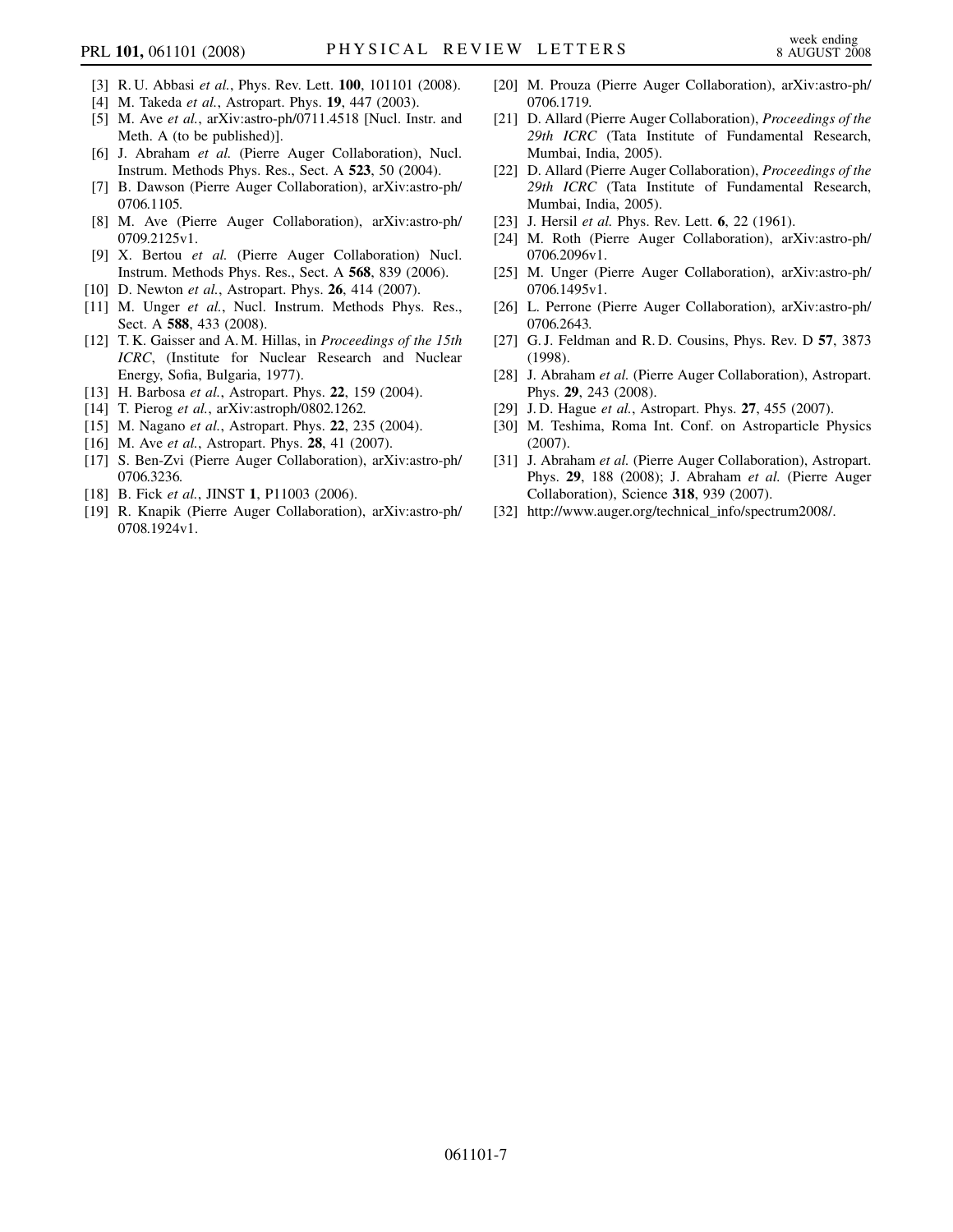[3] R. U. Abbasi *et al.*, Phys. Rev. Lett. **100**, 101101 (2008).

[4] M. Takeda *et al.*, Astropart. Phys. **19**, 447 (2003).

[5] M. Ave *et al.*, arXiv:astro-ph/0711.4518 [Nucl. Instr. and Meth. A (to be published)].

[6] J. Abraham *et al.* (Pierre Auger Collaboration), Nucl. Instrum. Methods Phys. Res., Sect. A **523**, 50 (2004).

[7] B. Dawson (Pierre Auger Collaboration), arXiv:astro-ph/0706.1105.

[8] M. Ave (Pierre Auger Collaboration), arXiv:astro-ph/0709.2125v1.

[9] X. Bertou *et al.* (Pierre Auger Collaboration) Nucl. Instrum. Methods Phys. Res., Sect. A **568**, 839 (2006).

[10] D. Newton *et al.*, Astropart. Phys. **26**, 414 (2007).

[11] M. Unger *et al.*, Nucl. Instrum. Methods Phys. Res., Sect. A **588**, 433 (2008).

[12] T. K. Gaisser and A. M. Hillas, in *Proceedings of the 15th ICRC*, (Institute for Nuclear Research and Nuclear Energy, Sofia, Bulgaria, 1977).

[13] H. Barbosa *et al.*, Astropart. Phys. **22**, 159 (2004).

[14] T. Pierog *et al.*, arXiv:astroph/0802.1262.

[15] M. Nagano *et al.*, Astropart. Phys. **22**, 235 (2004).

[16] M. Ave *et al.*, Astropart. Phys. **28**, 41 (2007).

[17] S. Ben-Zvi (Pierre Auger Collaboration), arXiv:astro-ph/0706.3236.

[18] B. Fick *et al.*, JINST **1**, P11003 (2006).

[19] R. Knapik (Pierre Auger Collaboration), arXiv:astro-ph/0708.1924v1.

[20] M. Prouza (Pierre Auger Collaboration), arXiv:astro-ph/0706.1719.

[21] D. Allard (Pierre Auger Collaboration), *Proceedings of the 29th ICRC* (Tata Institute of Fundamental Research, Mumbai, India, 2005).

[22] D. Allard (Pierre Auger Collaboration), *Proceedings of the 29th ICRC* (Tata Institute of Fundamental Research, Mumbai, India, 2005).

[23] J. Hersil *et al.* Phys. Rev. Lett. **6**, 22 (1961).

[24] M. Roth (Pierre Auger Collaboration), arXiv:astro-ph/0706.2096v1.

[25] M. Unger (Pierre Auger Collaboration), arXiv:astro-ph/0706.1495v1.

[26] L. Perrone (Pierre Auger Collaboration), arXiv:astro-ph/0706.2643.

[27] G. J. Feldman and R. D. Cousins, Phys. Rev. D **57**, 3873 (1998).

[28] J. Abraham *et al.* (Pierre Auger Collaboration), Astropart. Phys. **29**, 243 (2008).

[29] J. D. Hague *et al.*, Astropart. Phys. **27**, 455 (2007).

[30] M. Teshima, Roma Int. Conf. on Astroparticle Physics (2007).

[31] J. Abraham *et al.* (Pierre Auger Collaboration), Astropart. Phys. **29**, 188 (2008); J. Abraham *et al.* (Pierre Auger Collaboration), Science **318**, 939 (2007).

[32] http://www.auger.org/technical_info/spectrum2008/.